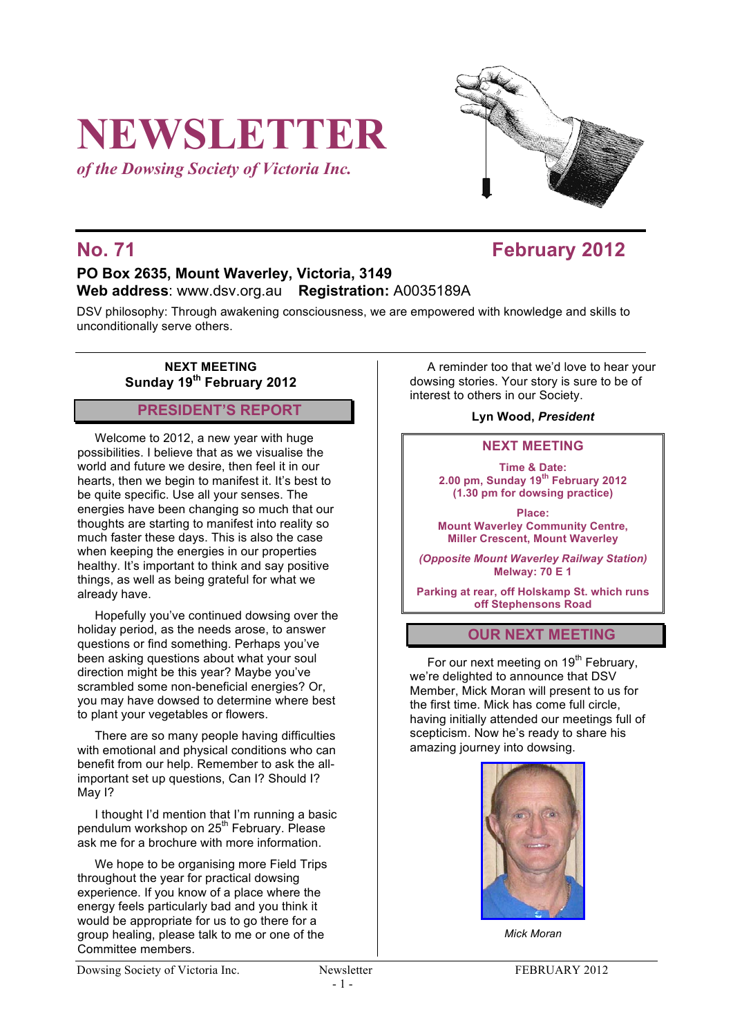# NEWSLETTER

*of the Dowsing Society of Victoria Inc.*

## No. 71 — February 2012

**PO Box 2635, Mount Waverley, Victoria, 3149**
**Web address**: www.dsv.org.au **Registration:** A0035189A

DSV philosophy: Through awakening consciousness, we are empowered with knowledge and skills to unconditionally serve others.

**NEXT MEETING**
**Sunday 19th February 2012**

## PRESIDENT'S REPORT

Welcome to 2012, a new year with huge possibilities. I believe that as we visualise the world and future we desire, then feel it in our hearts, then we begin to manifest it. It's best to be quite specific. Use all your senses. The energies have been changing so much that our thoughts are starting to manifest into reality so much faster these days. This is also the case when keeping the energies in our properties healthy. It's important to think and say positive things, as well as being grateful for what we already have.

Hopefully you've continued dowsing over the holiday period, as the needs arose, to answer questions or find something. Perhaps you've been asking questions about what your soul direction might be this year? Maybe you've scrambled some non-beneficial energies? Or, you may have dowsed to determine where best to plant your vegetables or flowers.

There are so many people having difficulties with emotional and physical conditions who can benefit from our help. Remember to ask the all-important set up questions, Can I? Should I? May I?

I thought I'd mention that I'm running a basic pendulum workshop on 25th February. Please ask me for a brochure with more information.

We hope to be organising more Field Trips throughout the year for practical dowsing experience. If you know of a place where the energy feels particularly bad and you think it would be appropriate for us to go there for a group healing, please talk to me or one of the Committee members.

A reminder too that we'd love to hear your dowsing stories. Your story is sure to be of interest to others in our Society.

**Lyn Wood, *President***

### NEXT MEETING

**Time & Date:**
**2.00 pm, Sunday 19th February 2012**
**(1.30 pm for dowsing practice)**

**Place:**
**Mount Waverley Community Centre, Miller Crescent, Mount Waverley**

***(Opposite Mount Waverley Railway Station)***
**Melway: 70 E 1**

**Parking at rear, off Holskamp St. which runs off Stephensons Road**

## OUR NEXT MEETING

For our next meeting on 19th February, we're delighted to announce that DSV Member, Mick Moran will present to us for the first time. Mick has come full circle, having initially attended our meetings full of scepticism. Now he's ready to share his amazing journey into dowsing.

*Mick Moran*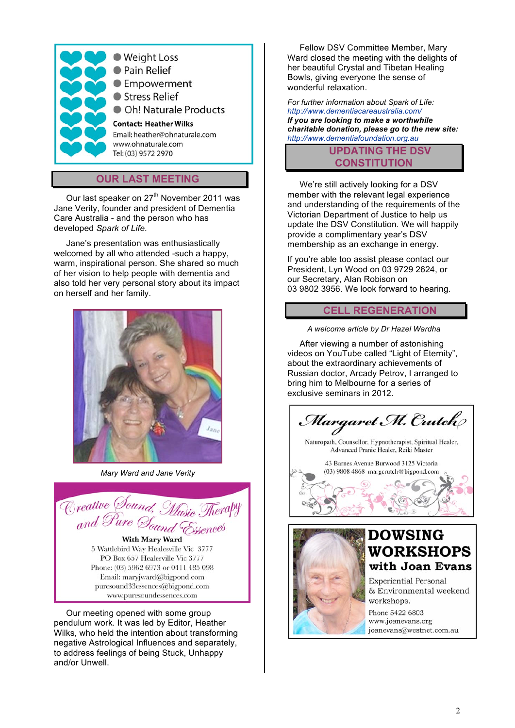- Weight Loss
- Pain Relief
- Empowerment
- Stress Relief
- Oh! Naturale Products

**Contact: Heather Wilks**
Email: heather@ohnaturale.com
www.ohnaturale.com
Tel: (03) 9572 2970

## OUR LAST MEETING

Our last speaker on 27th November 2011 was Jane Verity, founder and president of Dementia Care Australia - and the person who has developed *Spark of Life.*

Jane's presentation was enthusiastically welcomed by all who attended -such a happy, warm, inspirational person. She shared so much of her vision to help people with dementia and also told her very personal story about its impact on herself and her family.

*Mary Ward and Jane Verity*

**Creative Sound, Music Therapy and Pure Sound Essences**
**With Mary Ward**
5 Wattlebird Way Healesville Vic 3777
PO Box 657 Healesville Vic 3777
Phone: (03) 5962 6973 or 0411 485 098
Email: maryjward@bigpond.com
puresound33essences@bigpond.com
www.puresoundessences.com

Our meeting opened with some group pendulum work. It was led by Editor, Heather Wilks, who held the intention about transforming negative Astrological Influences and separately, to address feelings of being Stuck, Unhappy and/or Unwell.

Fellow DSV Committee Member, Mary Ward closed the meeting with the delights of her beautiful Crystal and Tibetan Healing Bowls, giving everyone the sense of wonderful relaxation.

*For further information about Spark of Life:*
*http://www.dementiacareaustralia.com/*
***If you are looking to make a worthwhile charitable donation, please go to the new site:***
*http://www.dementiafoundation.org.au*

## UPDATING THE DSV CONSTITUTION

We're still actively looking for a DSV member with the relevant legal experience and understanding of the requirements of the Victorian Department of Justice to help us update the DSV Constitution. We will happily provide a complimentary year's DSV membership as an exchange in energy.

If you're able too assist please contact our President, Lyn Wood on 03 9729 2624, or our Secretary, Alan Robison on 03 9802 3956. We look forward to hearing.

## CELL REGENERATION

*A welcome article by Dr Hazel Wardha*

After viewing a number of astonishing videos on YouTube called "Light of Eternity", about the extraordinary achievements of Russian doctor, Arcady Petrov, I arranged to bring him to Melbourne for a series of exclusive seminars in 2012.

**Margaret M. Crutch**
Naturopath, Counsellor, Hypnotherapist, Spiritual Healer, Advanced Pranic Healer, Reiki Master
43 Barnes Avenue Burwood 3125 Victoria
(03) 9808 4868 margcrutch@bigpond.com

**DOWSING WORKSHOPS with Joan Evans**
Experiential Personal & Environmental weekend workshops.
Phone 5422 6803
www.joanevans.org
joanevans@westnet.com.au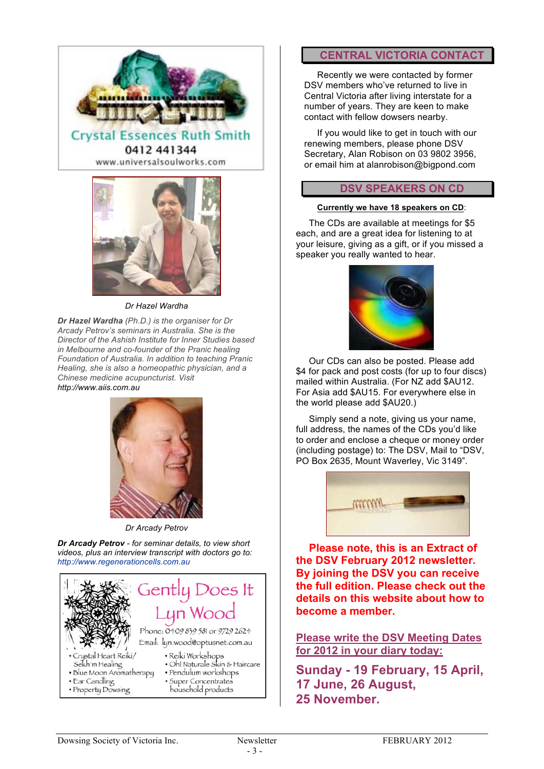Crystal Essences Ruth Smith
0412 441344
www.universalsoulworks.com

Dr Hazel Wardha

***Dr Hazel Wardha** (Ph.D.) is the organiser for Dr Arcady Petrov's seminars in Australia. She is the Director of the Ashish Institute for Inner Studies based in Melbourne and co-founder of the Pranic healing Foundation of Australia. In addition to teaching Pranic Healing, she is also a homeopathic physician, and a Chinese medicine acupuncturist. Visit* http://www.aiis.com.au

Dr Arcady Petrov

***Dr Arcady Petrov** - for seminar details, to view short videos, plus an interview transcript with doctors go to:* http://www.regenerationcells.com.au

Gently Does It
Lyn Wood
Phone: 0409 839 581 or 9729 2624
Email: lyn.wood@optusnet.com.au

- Crystal Heart Reiki/ Sekh'm Healing
- Blue Moon Aromatherapy
- Ear Candling
- Property Dowsing
- Reiki Workshops
- Oh! Naturale Skin & Haircare
- Pendulum workshops
- Super Concentrates household products

## CENTRAL VICTORIA CONTACT

Recently we were contacted by former DSV members who've returned to live in Central Victoria after living interstate for a number of years. They are keen to make contact with fellow dowsers nearby.

If you would like to get in touch with our renewing members, please phone DSV Secretary, Alan Robison on 03 9802 3956, or email him at alanrobison@bigpond.com

## DSV SPEAKERS ON CD

**Currently we have 18 speakers on CD**:

The CDs are available at meetings for $5 each, and are a great idea for listening to at your leisure, giving as a gift, or if you missed a speaker you really wanted to hear.

Our CDs can also be posted. Please add $4 for pack and post costs (for up to four discs) mailed within Australia. (For NZ add $AU12. For Asia add $AU15. For everywhere else in the world please add $AU20.)

Simply send a note, giving us your name, full address, the names of the CDs you'd like to order and enclose a cheque or money order (including postage) to: The DSV, Mail to "DSV, PO Box 2635, Mount Waverley, Vic 3149".

**Please note, this is an Extract of the DSV February 2012 newsletter. By joining the DSV you can receive the full edition. Please check out the details on this website about how to become a member.**

**Please write the DSV Meeting Dates for 2012 in your diary today:**

**Sunday - 19 February, 15 April, 17 June, 26 August, 25 November.**